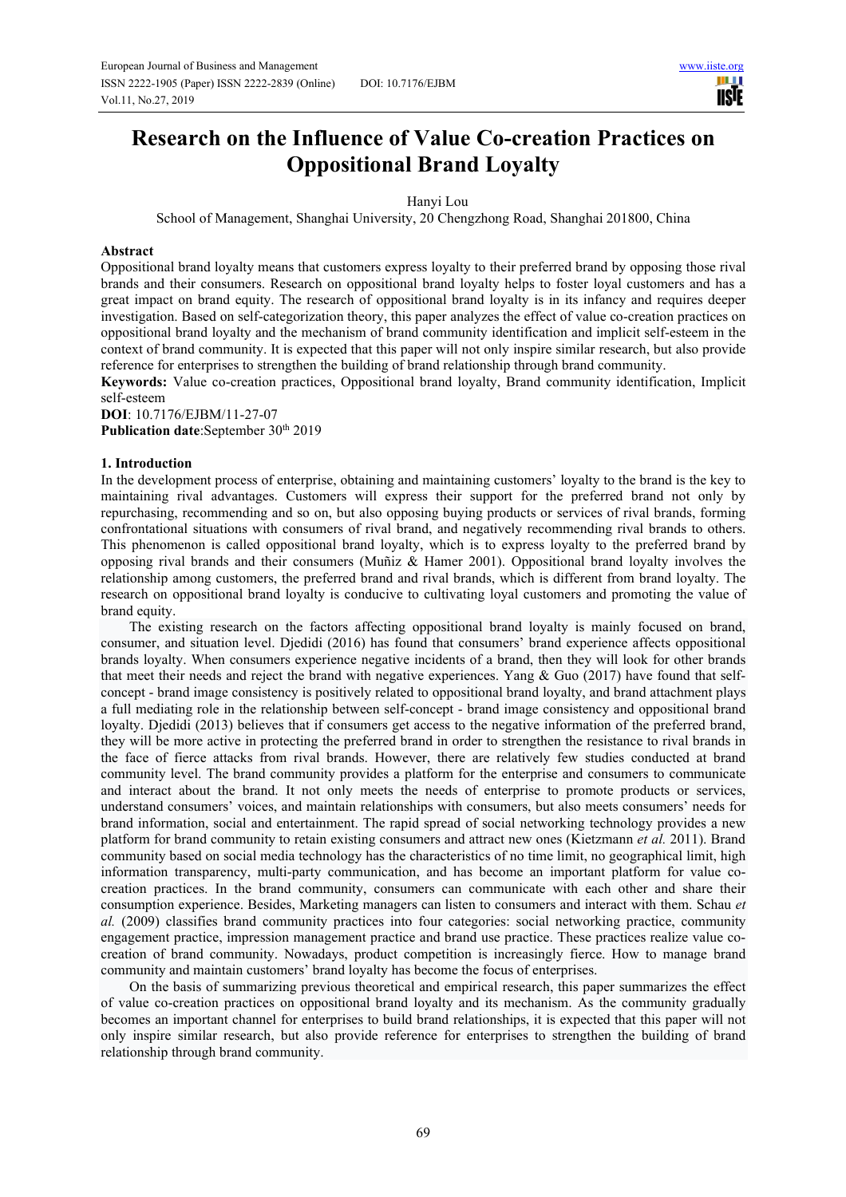# Research on the Influence of Value Co-creation Practices on Oppositional Brand Loyalty

Hanyi Lou

School of Management, Shanghai University, 20 Chengzhong Road, Shanghai 201800, China

**Abstract**

Oppositional brand loyalty means that customers express loyalty to their preferred brand by opposing those rival brands and their consumers. Research on oppositional brand loyalty helps to foster loyal customers and has a great impact on brand equity. The research of oppositional brand loyalty is in its infancy and requires deeper investigation. Based on self-categorization theory, this paper analyzes the effect of value co-creation practices on oppositional brand loyalty and the mechanism of brand community identification and implicit self-esteem in the context of brand community. It is expected that this paper will not only inspire similar research, but also provide reference for enterprises to strengthen the building of brand relationship through brand community.

**Keywords:** Value co-creation practices, Oppositional brand loyalty, Brand community identification, Implicit self-esteem

**DOI**: 10.7176/EJBM/11-27-07

**Publication date**:September 30th 2019

## 1. Introduction

In the development process of enterprise, obtaining and maintaining customers' loyalty to the brand is the key to maintaining rival advantages. Customers will express their support for the preferred brand not only by repurchasing, recommending and so on, but also opposing buying products or services of rival brands, forming confrontational situations with consumers of rival brand, and negatively recommending rival brands to others. This phenomenon is called oppositional brand loyalty, which is to express loyalty to the preferred brand by opposing rival brands and their consumers (Muñiz & Hamer 2001). Oppositional brand loyalty involves the relationship among customers, the preferred brand and rival brands, which is different from brand loyalty. The research on oppositional brand loyalty is conducive to cultivating loyal customers and promoting the value of brand equity.

The existing research on the factors affecting oppositional brand loyalty is mainly focused on brand, consumer, and situation level. Djedidi (2016) has found that consumers' brand experience affects oppositional brands loyalty. When consumers experience negative incidents of a brand, then they will look for other brands that meet their needs and reject the brand with negative experiences. Yang & Guo (2017) have found that self-concept - brand image consistency is positively related to oppositional brand loyalty, and brand attachment plays a full mediating role in the relationship between self-concept - brand image consistency and oppositional brand loyalty. Djedidi (2013) believes that if consumers get access to the negative information of the preferred brand, they will be more active in protecting the preferred brand in order to strengthen the resistance to rival brands in the face of fierce attacks from rival brands. However, there are relatively few studies conducted at brand community level. The brand community provides a platform for the enterprise and consumers to communicate and interact about the brand. It not only meets the needs of enterprise to promote products or services, understand consumers' voices, and maintain relationships with consumers, but also meets consumers' needs for brand information, social and entertainment. The rapid spread of social networking technology provides a new platform for brand community to retain existing consumers and attract new ones (Kietzmann *et al.* 2011). Brand community based on social media technology has the characteristics of no time limit, no geographical limit, high information transparency, multi-party communication, and has become an important platform for value co-creation practices. In the brand community, consumers can communicate with each other and share their consumption experience. Besides, Marketing managers can listen to consumers and interact with them. Schau *et al.* (2009) classifies brand community practices into four categories: social networking practice, community engagement practice, impression management practice and brand use practice. These practices realize value co-creation of brand community. Nowadays, product competition is increasingly fierce. How to manage brand community and maintain customers' brand loyalty has become the focus of enterprises.

On the basis of summarizing previous theoretical and empirical research, this paper summarizes the effect of value co-creation practices on oppositional brand loyalty and its mechanism. As the community gradually becomes an important channel for enterprises to build brand relationships, it is expected that this paper will not only inspire similar research, but also provide reference for enterprises to strengthen the building of brand relationship through brand community.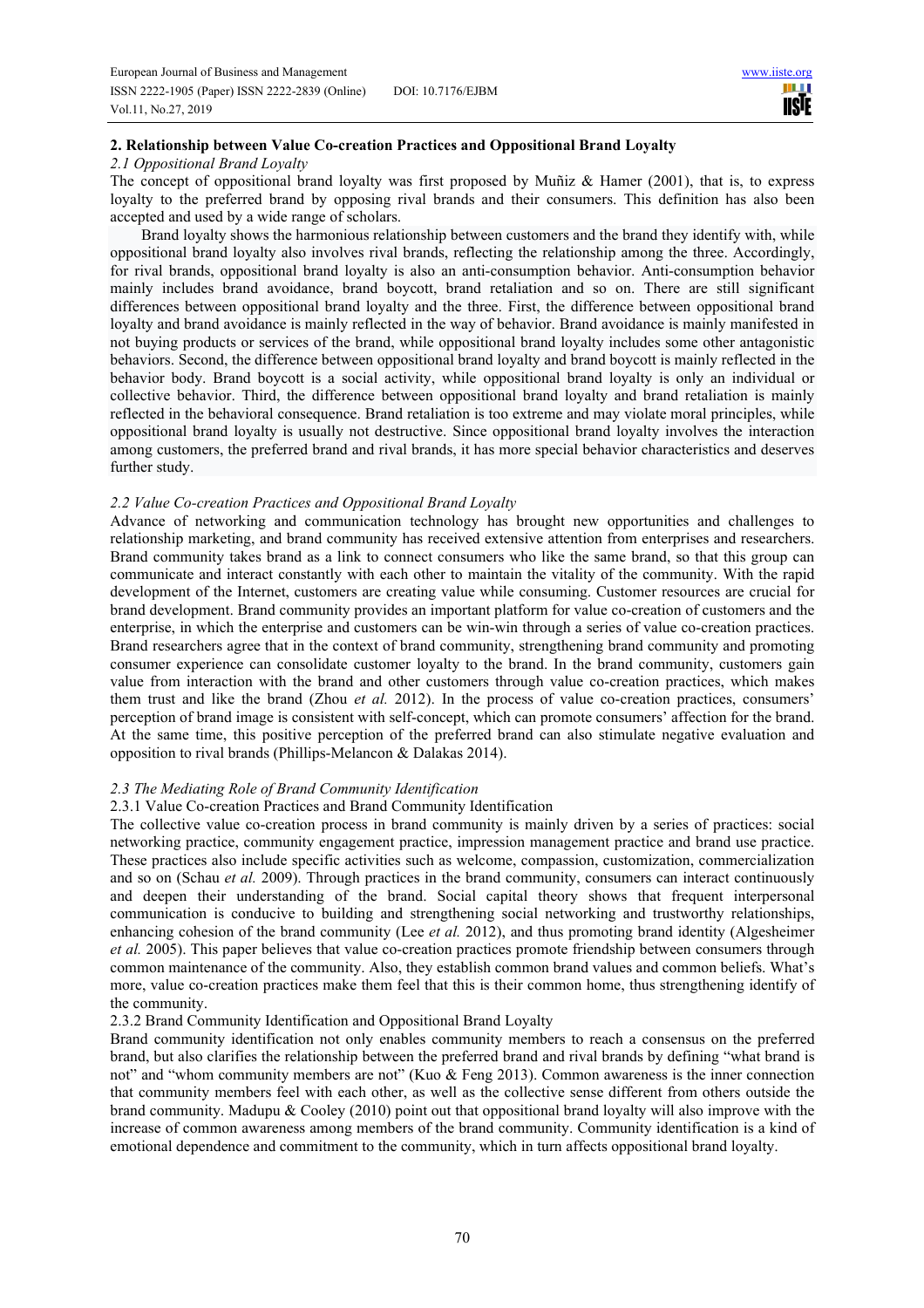## 2. Relationship between Value Co-creation Practices and Oppositional Brand Loyalty

### *2.1 Oppositional Brand Loyalty*

The concept of oppositional brand loyalty was first proposed by Muñiz & Hamer (2001), that is, to express loyalty to the preferred brand by opposing rival brands and their consumers. This definition has also been accepted and used by a wide range of scholars.

Brand loyalty shows the harmonious relationship between customers and the brand they identify with, while oppositional brand loyalty also involves rival brands, reflecting the relationship among the three. Accordingly, for rival brands, oppositional brand loyalty is also an anti-consumption behavior. Anti-consumption behavior mainly includes brand avoidance, brand boycott, brand retaliation and so on. There are still significant differences between oppositional brand loyalty and the three. First, the difference between oppositional brand loyalty and brand avoidance is mainly reflected in the way of behavior. Brand avoidance is mainly manifested in not buying products or services of the brand, while oppositional brand loyalty includes some other antagonistic behaviors. Second, the difference between oppositional brand loyalty and brand boycott is mainly reflected in the behavior body. Brand boycott is a social activity, while oppositional brand loyalty is only an individual or collective behavior. Third, the difference between oppositional brand loyalty and brand retaliation is mainly reflected in the behavioral consequence. Brand retaliation is too extreme and may violate moral principles, while oppositional brand loyalty is usually not destructive. Since oppositional brand loyalty involves the interaction among customers, the preferred brand and rival brands, it has more special behavior characteristics and deserves further study.

### *2.2 Value Co-creation Practices and Oppositional Brand Loyalty*

Advance of networking and communication technology has brought new opportunities and challenges to relationship marketing, and brand community has received extensive attention from enterprises and researchers. Brand community takes brand as a link to connect consumers who like the same brand, so that this group can communicate and interact constantly with each other to maintain the vitality of the community. With the rapid development of the Internet, customers are creating value while consuming. Customer resources are crucial for brand development. Brand community provides an important platform for value co-creation of customers and the enterprise, in which the enterprise and customers can be win-win through a series of value co-creation practices. Brand researchers agree that in the context of brand community, strengthening brand community and promoting consumer experience can consolidate customer loyalty to the brand. In the brand community, customers gain value from interaction with the brand and other customers through value co-creation practices, which makes them trust and like the brand (Zhou *et al.* 2012). In the process of value co-creation practices, consumers' perception of brand image is consistent with self-concept, which can promote consumers' affection for the brand. At the same time, this positive perception of the preferred brand can also stimulate negative evaluation and opposition to rival brands (Phillips-Melancon & Dalakas 2014).

### *2.3 The Mediating Role of Brand Community Identification*

#### 2.3.1 Value Co-creation Practices and Brand Community Identification

The collective value co-creation process in brand community is mainly driven by a series of practices: social networking practice, community engagement practice, impression management practice and brand use practice. These practices also include specific activities such as welcome, compassion, customization, commercialization and so on (Schau *et al.* 2009). Through practices in the brand community, consumers can interact continuously and deepen their understanding of the brand. Social capital theory shows that frequent interpersonal communication is conducive to building and strengthening social networking and trustworthy relationships, enhancing cohesion of the brand community (Lee *et al.* 2012), and thus promoting brand identity (Algesheimer *et al.* 2005). This paper believes that value co-creation practices promote friendship between consumers through common maintenance of the community. Also, they establish common brand values and common beliefs. What's more, value co-creation practices make them feel that this is their common home, thus strengthening identify of the community.

#### 2.3.2 Brand Community Identification and Oppositional Brand Loyalty

Brand community identification not only enables community members to reach a consensus on the preferred brand, but also clarifies the relationship between the preferred brand and rival brands by defining "what brand is not" and "whom community members are not" (Kuo & Feng 2013). Common awareness is the inner connection that community members feel with each other, as well as the collective sense different from others outside the brand community. Madupu & Cooley (2010) point out that oppositional brand loyalty will also improve with the increase of common awareness among members of the brand community. Community identification is a kind of emotional dependence and commitment to the community, which in turn affects oppositional brand loyalty.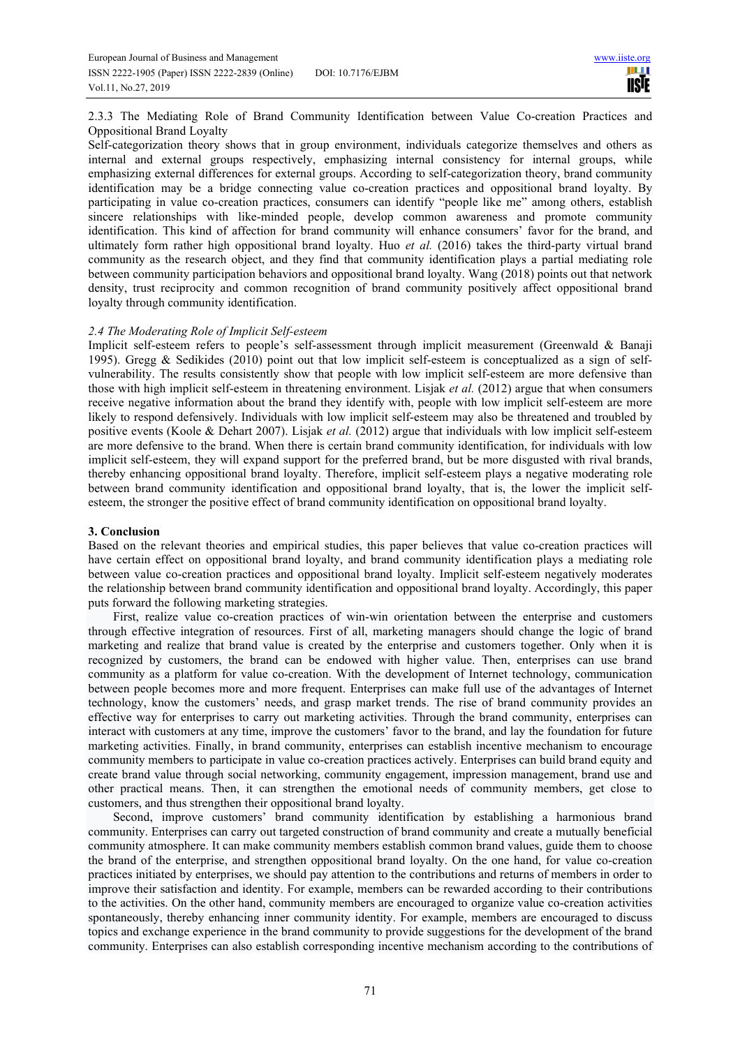### 2.3.3 The Mediating Role of Brand Community Identification between Value Co-creation Practices and Oppositional Brand Loyalty

Self-categorization theory shows that in group environment, individuals categorize themselves and others as internal and external groups respectively, emphasizing internal consistency for internal groups, while emphasizing external differences for external groups. According to self-categorization theory, brand community identification may be a bridge connecting value co-creation practices and oppositional brand loyalty. By participating in value co-creation practices, consumers can identify "people like me" among others, establish sincere relationships with like-minded people, develop common awareness and promote community identification. This kind of affection for brand community will enhance consumers' favor for the brand, and ultimately form rather high oppositional brand loyalty. Huo *et al.* (2016) takes the third-party virtual brand community as the research object, and they find that community identification plays a partial mediating role between community participation behaviors and oppositional brand loyalty. Wang (2018) points out that network density, trust reciprocity and common recognition of brand community positively affect oppositional brand loyalty through community identification.

### *2.4 The Moderating Role of Implicit Self-esteem*

Implicit self-esteem refers to people's self-assessment through implicit measurement (Greenwald & Banaji 1995). Gregg & Sedikides (2010) point out that low implicit self-esteem is conceptualized as a sign of self-vulnerability. The results consistently show that people with low implicit self-esteem are more defensive than those with high implicit self-esteem in threatening environment. Lisjak *et al.* (2012) argue that when consumers receive negative information about the brand they identify with, people with low implicit self-esteem are more likely to respond defensively. Individuals with low implicit self-esteem may also be threatened and troubled by positive events (Koole & Dehart 2007). Lisjak *et al.* (2012) argue that individuals with low implicit self-esteem are more defensive to the brand. When there is certain brand community identification, for individuals with low implicit self-esteem, they will expand support for the preferred brand, but be more disgusted with rival brands, thereby enhancing oppositional brand loyalty. Therefore, implicit self-esteem plays a negative moderating role between brand community identification and oppositional brand loyalty, that is, the lower the implicit self-esteem, the stronger the positive effect of brand community identification on oppositional brand loyalty.

## 3. Conclusion

Based on the relevant theories and empirical studies, this paper believes that value co-creation practices will have certain effect on oppositional brand loyalty, and brand community identification plays a mediating role between value co-creation practices and oppositional brand loyalty. Implicit self-esteem negatively moderates the relationship between brand community identification and oppositional brand loyalty. Accordingly, this paper puts forward the following marketing strategies.

First, realize value co-creation practices of win-win orientation between the enterprise and customers through effective integration of resources. First of all, marketing managers should change the logic of brand marketing and realize that brand value is created by the enterprise and customers together. Only when it is recognized by customers, the brand can be endowed with higher value. Then, enterprises can use brand community as a platform for value co-creation. With the development of Internet technology, communication between people becomes more and more frequent. Enterprises can make full use of the advantages of Internet technology, know the customers' needs, and grasp market trends. The rise of brand community provides an effective way for enterprises to carry out marketing activities. Through the brand community, enterprises can interact with customers at any time, improve the customers' favor to the brand, and lay the foundation for future marketing activities. Finally, in brand community, enterprises can establish incentive mechanism to encourage community members to participate in value co-creation practices actively. Enterprises can build brand equity and create brand value through social networking, community engagement, impression management, brand use and other practical means. Then, it can strengthen the emotional needs of community members, get close to customers, and thus strengthen their oppositional brand loyalty.

Second, improve customers' brand community identification by establishing a harmonious brand community. Enterprises can carry out targeted construction of brand community and create a mutually beneficial community atmosphere. It can make community members establish common brand values, guide them to choose the brand of the enterprise, and strengthen oppositional brand loyalty. On the one hand, for value co-creation practices initiated by enterprises, we should pay attention to the contributions and returns of members in order to improve their satisfaction and identity. For example, members can be rewarded according to their contributions to the activities. On the other hand, community members are encouraged to organize value co-creation activities spontaneously, thereby enhancing inner community identity. For example, members are encouraged to discuss topics and exchange experience in the brand community to provide suggestions for the development of the brand community. Enterprises can also establish corresponding incentive mechanism according to the contributions of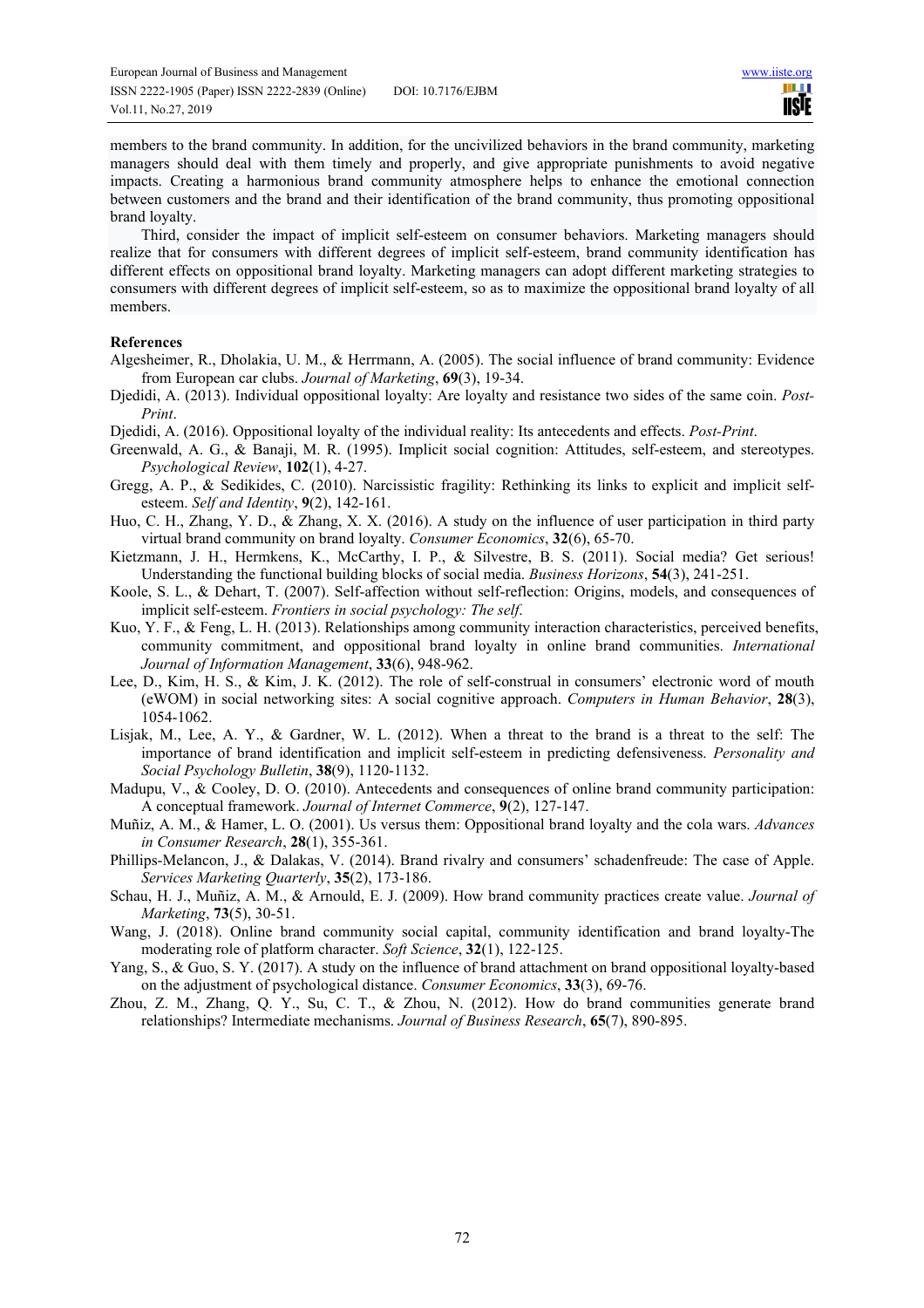members to the brand community. In addition, for the uncivilized behaviors in the brand community, marketing managers should deal with them timely and properly, and give appropriate punishments to avoid negative impacts. Creating a harmonious brand community atmosphere helps to enhance the emotional connection between customers and the brand and their identification of the brand community, thus promoting oppositional brand loyalty.

Third, consider the impact of implicit self-esteem on consumer behaviors. Marketing managers should realize that for consumers with different degrees of implicit self-esteem, brand community identification has different effects on oppositional brand loyalty. Marketing managers can adopt different marketing strategies to consumers with different degrees of implicit self-esteem, so as to maximize the oppositional brand loyalty of all members.

**References**

Algesheimer, R., Dholakia, U. M., & Herrmann, A. (2005). The social influence of brand community: Evidence from European car clubs. *Journal of Marketing*, **69**(3), 19-34.

Djedidi, A. (2013). Individual oppositional loyalty: Are loyalty and resistance two sides of the same coin. *Post-Print*.

Djedidi, A. (2016). Oppositional loyalty of the individual reality: Its antecedents and effects. *Post-Print*.

Greenwald, A. G., & Banaji, M. R. (1995). Implicit social cognition: Attitudes, self-esteem, and stereotypes. *Psychological Review*, **102**(1), 4-27.

Gregg, A. P., & Sedikides, C. (2010). Narcissistic fragility: Rethinking its links to explicit and implicit self-esteem. *Self and Identity*, **9**(2), 142-161.

Huo, C. H., Zhang, Y. D., & Zhang, X. X. (2016). A study on the influence of user participation in third party virtual brand community on brand loyalty. *Consumer Economics*, **32**(6), 65-70.

Kietzmann, J. H., Hermkens, K., McCarthy, I. P., & Silvestre, B. S. (2011). Social media? Get serious! Understanding the functional building blocks of social media. *Business Horizons*, **54**(3), 241-251.

Koole, S. L., & Dehart, T. (2007). Self-affection without self-reflection: Origins, models, and consequences of implicit self-esteem. *Frontiers in social psychology: The self*.

Kuo, Y. F., & Feng, L. H. (2013). Relationships among community interaction characteristics, perceived benefits, community commitment, and oppositional brand loyalty in online brand communities. *International Journal of Information Management*, **33**(6), 948-962.

Lee, D., Kim, H. S., & Kim, J. K. (2012). The role of self-construal in consumers' electronic word of mouth (eWOM) in social networking sites: A social cognitive approach. *Computers in Human Behavior*, **28**(3), 1054-1062.

Lisjak, M., Lee, A. Y., & Gardner, W. L. (2012). When a threat to the brand is a threat to the self: The importance of brand identification and implicit self-esteem in predicting defensiveness. *Personality and Social Psychology Bulletin*, **38**(9), 1120-1132.

Madupu, V., & Cooley, D. O. (2010). Antecedents and consequences of online brand community participation: A conceptual framework. *Journal of Internet Commerce*, **9**(2), 127-147.

Muñiz, A. M., & Hamer, L. O. (2001). Us versus them: Oppositional brand loyalty and the cola wars. *Advances in Consumer Research*, **28**(1), 355-361.

Phillips-Melancon, J., & Dalakas, V. (2014). Brand rivalry and consumers' schadenfreude: The case of Apple. *Services Marketing Quarterly*, **35**(2), 173-186.

Schau, H. J., Muñiz, A. M., & Arnould, E. J. (2009). How brand community practices create value. *Journal of Marketing*, **73**(5), 30-51.

Wang, J. (2018). Online brand community social capital, community identification and brand loyalty-The moderating role of platform character. *Soft Science*, **32**(1), 122-125.

Yang, S., & Guo, S. Y. (2017). A study on the influence of brand attachment on brand oppositional loyalty-based on the adjustment of psychological distance. *Consumer Economics*, **33**(3), 69-76.

Zhou, Z. M., Zhang, Q. Y., Su, C. T., & Zhou, N. (2012). How do brand communities generate brand relationships? Intermediate mechanisms. *Journal of Business Research*, **65**(7), 890-895.